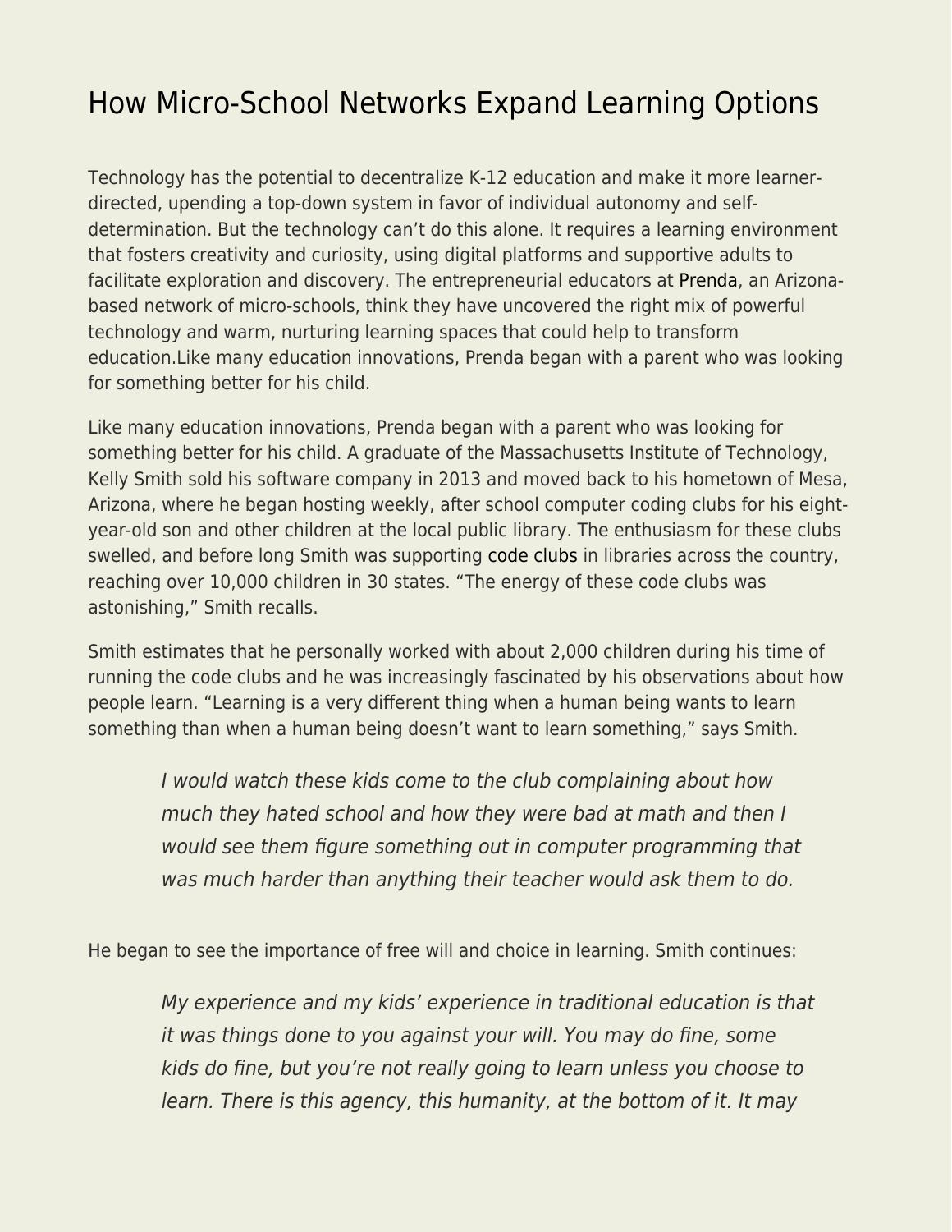# How Micro-School Networks Expand Learning Options

Technology has the potential to decentralize K-12 education and make it more learner-directed, upending a top-down system in favor of individual autonomy and self-determination. But the technology can't do this alone. It requires a learning environment that fosters creativity and curiosity, using digital platforms and supportive adults to facilitate exploration and discovery. The entrepreneurial educators at Prenda, an Arizona-based network of micro-schools, think they have uncovered the right mix of powerful technology and warm, nurturing learning spaces that could help to transform education.Like many education innovations, Prenda began with a parent who was looking for something better for his child.

Like many education innovations, Prenda began with a parent who was looking for something better for his child. A graduate of the Massachusetts Institute of Technology, Kelly Smith sold his software company in 2013 and moved back to his hometown of Mesa, Arizona, where he began hosting weekly, after school computer coding clubs for his eight-year-old son and other children at the local public library. The enthusiasm for these clubs swelled, and before long Smith was supporting code clubs in libraries across the country, reaching over 10,000 children in 30 states. "The energy of these code clubs was astonishing," Smith recalls.

Smith estimates that he personally worked with about 2,000 children during his time of running the code clubs and he was increasingly fascinated by his observations about how people learn. "Learning is a very different thing when a human being wants to learn something than when a human being doesn't want to learn something," says Smith.

> *I would watch these kids come to the club complaining about how much they hated school and how they were bad at math and then I would see them figure something out in computer programming that was much harder than anything their teacher would ask them to do.*

He began to see the importance of free will and choice in learning. Smith continues:

> *My experience and my kids' experience in traditional education is that it was things done to you against your will. You may do fine, some kids do fine, but you're not really going to learn unless you choose to learn. There is this agency, this humanity, at the bottom of it. It may*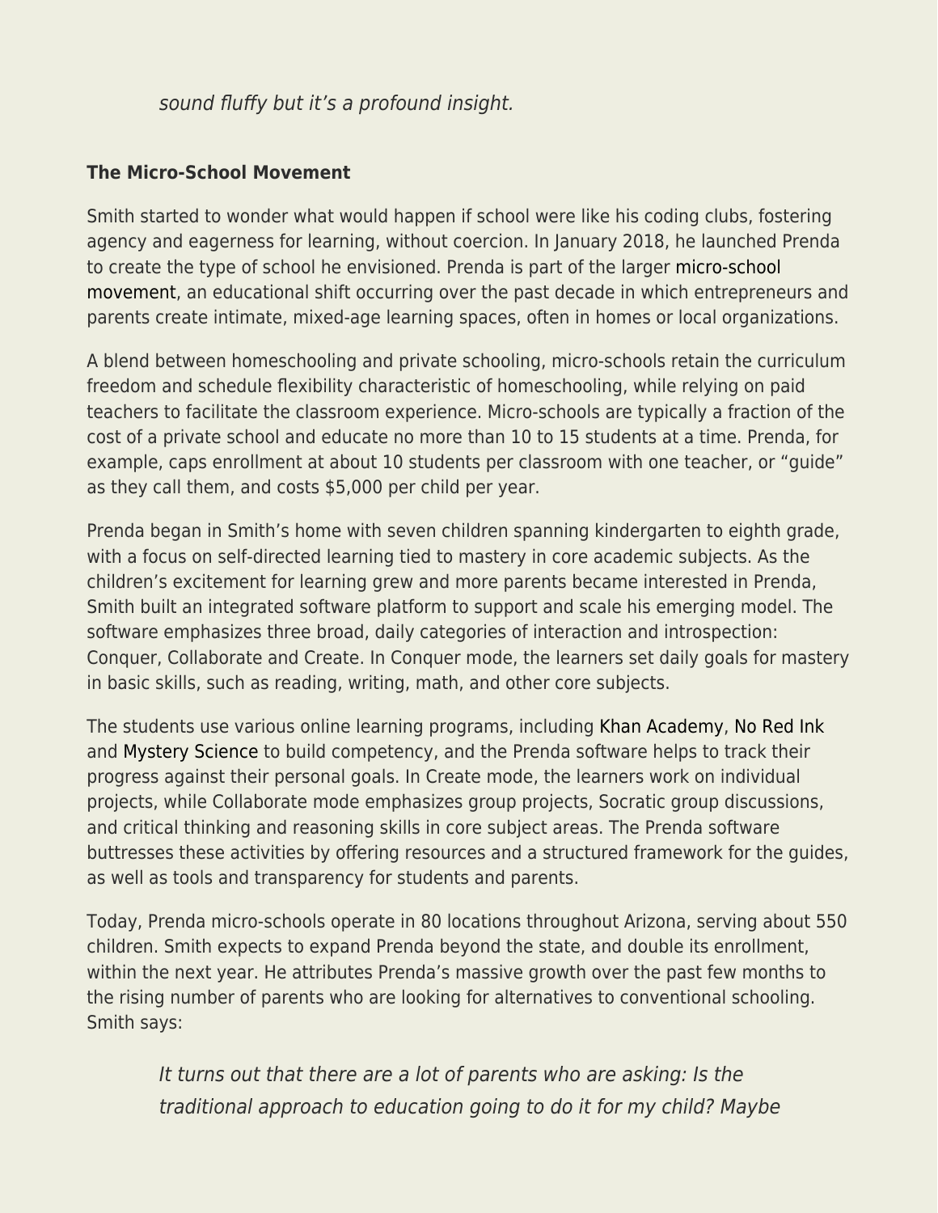*sound fluffy but it's a profound insight.*

**The Micro-School Movement**

Smith started to wonder what would happen if school were like his coding clubs, fostering agency and eagerness for learning, without coercion. In January 2018, he launched Prenda to create the type of school he envisioned. Prenda is part of the larger micro-school movement, an educational shift occurring over the past decade in which entrepreneurs and parents create intimate, mixed-age learning spaces, often in homes or local organizations.

A blend between homeschooling and private schooling, micro-schools retain the curriculum freedom and schedule flexibility characteristic of homeschooling, while relying on paid teachers to facilitate the classroom experience. Micro-schools are typically a fraction of the cost of a private school and educate no more than 10 to 15 students at a time. Prenda, for example, caps enrollment at about 10 students per classroom with one teacher, or "guide" as they call them, and costs $5,000 per child per year.

Prenda began in Smith's home with seven children spanning kindergarten to eighth grade, with a focus on self-directed learning tied to mastery in core academic subjects. As the children's excitement for learning grew and more parents became interested in Prenda, Smith built an integrated software platform to support and scale his emerging model. The software emphasizes three broad, daily categories of interaction and introspection: Conquer, Collaborate and Create. In Conquer mode, the learners set daily goals for mastery in basic skills, such as reading, writing, math, and other core subjects.

The students use various online learning programs, including Khan Academy, No Red Ink and Mystery Science to build competency, and the Prenda software helps to track their progress against their personal goals. In Create mode, the learners work on individual projects, while Collaborate mode emphasizes group projects, Socratic group discussions, and critical thinking and reasoning skills in core subject areas. The Prenda software buttresses these activities by offering resources and a structured framework for the guides, as well as tools and transparency for students and parents.

Today, Prenda micro-schools operate in 80 locations throughout Arizona, serving about 550 children. Smith expects to expand Prenda beyond the state, and double its enrollment, within the next year. He attributes Prenda's massive growth over the past few months to the rising number of parents who are looking for alternatives to conventional schooling. Smith says:

> *It turns out that there are a lot of parents who are asking: Is the traditional approach to education going to do it for my child? Maybe*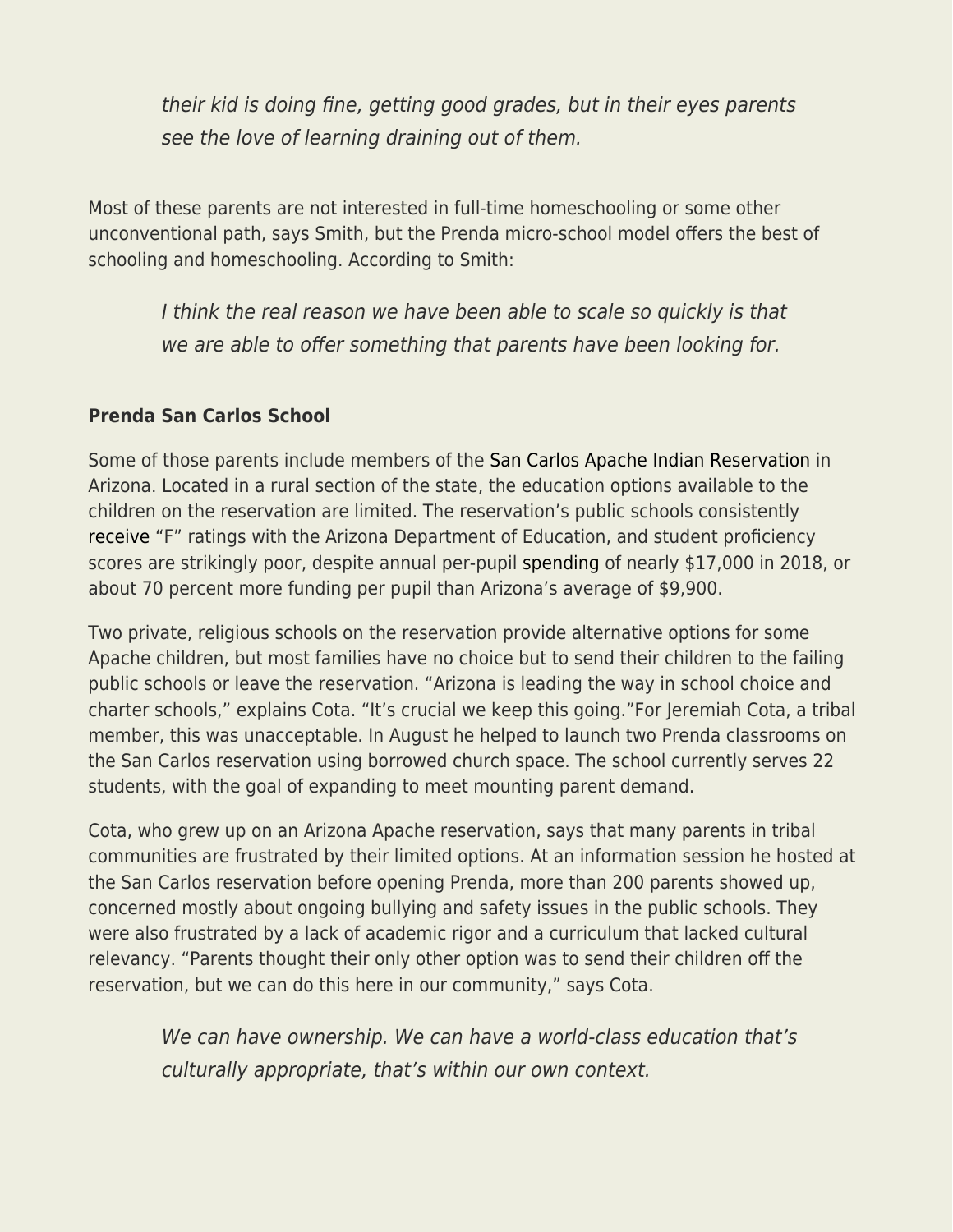> *their kid is doing fine, getting good grades, but in their eyes parents see the love of learning draining out of them.*

Most of these parents are not interested in full-time homeschooling or some other unconventional path, says Smith, but the Prenda micro-school model offers the best of schooling and homeschooling. According to Smith:

> *I think the real reason we have been able to scale so quickly is that we are able to offer something that parents have been looking for.*

**Prenda San Carlos School**

Some of those parents include members of the San Carlos Apache Indian Reservation in Arizona. Located in a rural section of the state, the education options available to the children on the reservation are limited. The reservation's public schools consistently receive "F" ratings with the Arizona Department of Education, and student proficiency scores are strikingly poor, despite annual per-pupil spending of nearly $17,000 in 2018, or about 70 percent more funding per pupil than Arizona's average of $9,900.

Two private, religious schools on the reservation provide alternative options for some Apache children, but most families have no choice but to send their children to the failing public schools or leave the reservation. "Arizona is leading the way in school choice and charter schools," explains Cota. "It's crucial we keep this going."For Jeremiah Cota, a tribal member, this was unacceptable. In August he helped to launch two Prenda classrooms on the San Carlos reservation using borrowed church space. The school currently serves 22 students, with the goal of expanding to meet mounting parent demand.

Cota, who grew up on an Arizona Apache reservation, says that many parents in tribal communities are frustrated by their limited options. At an information session he hosted at the San Carlos reservation before opening Prenda, more than 200 parents showed up, concerned mostly about ongoing bullying and safety issues in the public schools. They were also frustrated by a lack of academic rigor and a curriculum that lacked cultural relevancy. "Parents thought their only other option was to send their children off the reservation, but we can do this here in our community," says Cota.

> *We can have ownership. We can have a world-class education that's culturally appropriate, that's within our own context.*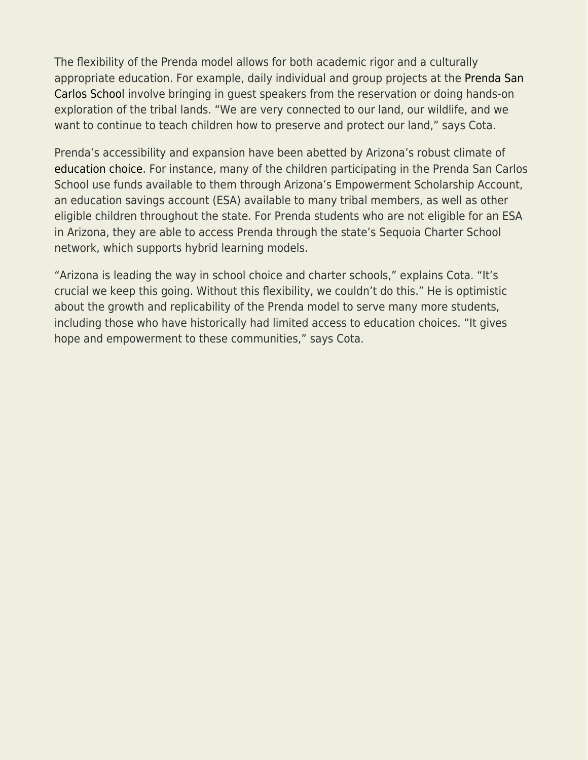The flexibility of the Prenda model allows for both academic rigor and a culturally appropriate education. For example, daily individual and group projects at the Prenda San Carlos School involve bringing in guest speakers from the reservation or doing hands-on exploration of the tribal lands. "We are very connected to our land, our wildlife, and we want to continue to teach children how to preserve and protect our land," says Cota.

Prenda's accessibility and expansion have been abetted by Arizona's robust climate of education choice. For instance, many of the children participating in the Prenda San Carlos School use funds available to them through Arizona's Empowerment Scholarship Account, an education savings account (ESA) available to many tribal members, as well as other eligible children throughout the state. For Prenda students who are not eligible for an ESA in Arizona, they are able to access Prenda through the state's Sequoia Charter School network, which supports hybrid learning models.

"Arizona is leading the way in school choice and charter schools," explains Cota. "It's crucial we keep this going. Without this flexibility, we couldn't do this." He is optimistic about the growth and replicability of the Prenda model to serve many more students, including those who have historically had limited access to education choices. "It gives hope and empowerment to these communities," says Cota.